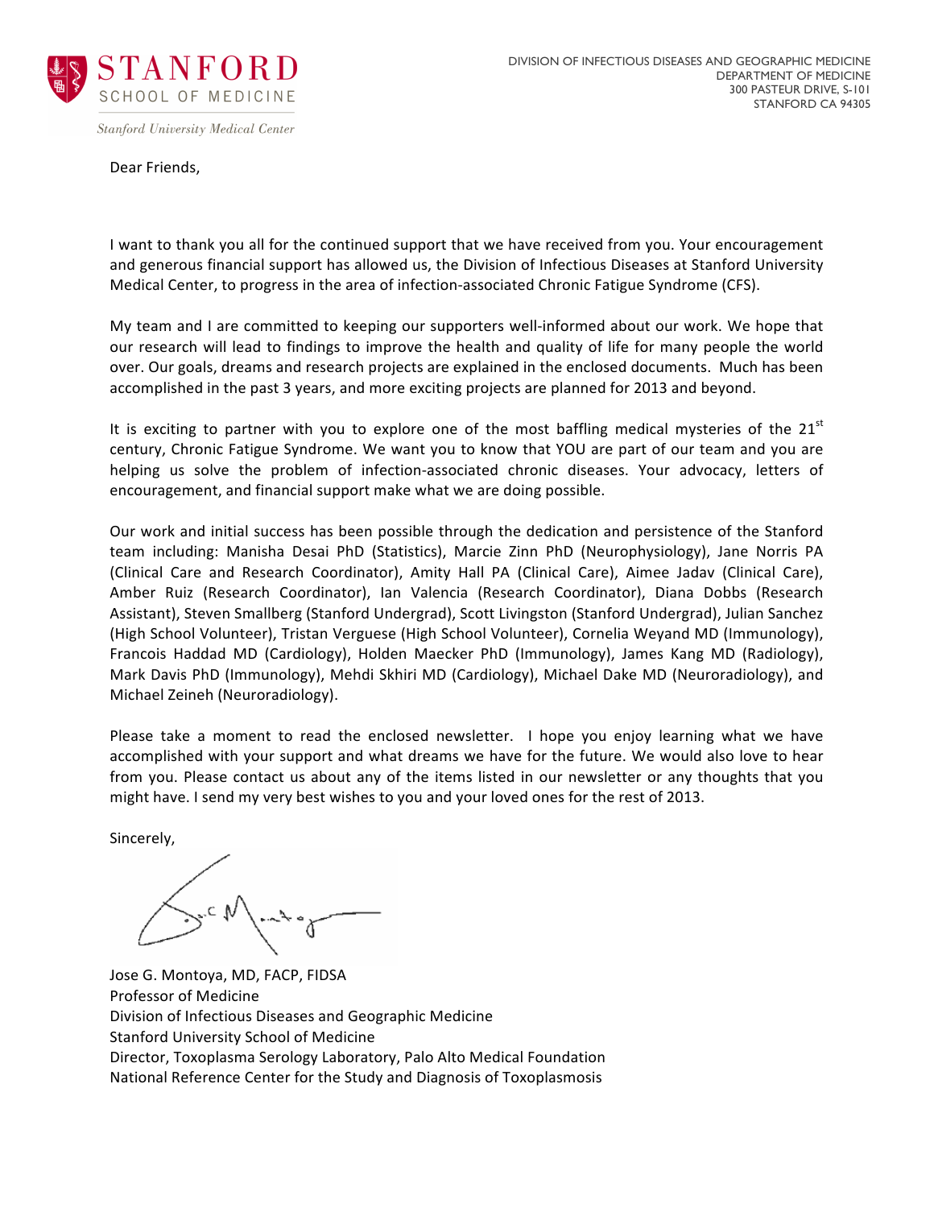**STANFORD**
SCHOOL OF MEDICINE

*Stanford University Medical Center*

DIVISION OF INFECTIOUS DISEASES AND GEOGRAPHIC MEDICINE
DEPARTMENT OF MEDICINE
300 PASTEUR DRIVE, S-101
STANFORD CA 94305

Dear Friends,

I want to thank you all for the continued support that we have received from you. Your encouragement and generous financial support has allowed us, the Division of Infectious Diseases at Stanford University Medical Center, to progress in the area of infection-associated Chronic Fatigue Syndrome (CFS).

My team and I are committed to keeping our supporters well-informed about our work. We hope that our research will lead to findings to improve the health and quality of life for many people the world over. Our goals, dreams and research projects are explained in the enclosed documents. Much has been accomplished in the past 3 years, and more exciting projects are planned for 2013 and beyond.

It is exciting to partner with you to explore one of the most baffling medical mysteries of the 21st century, Chronic Fatigue Syndrome. We want you to know that YOU are part of our team and you are helping us solve the problem of infection-associated chronic diseases. Your advocacy, letters of encouragement, and financial support make what we are doing possible.

Our work and initial success has been possible through the dedication and persistence of the Stanford team including: Manisha Desai PhD (Statistics), Marcie Zinn PhD (Neurophysiology), Jane Norris PA (Clinical Care and Research Coordinator), Amity Hall PA (Clinical Care), Aimee Jadav (Clinical Care), Amber Ruiz (Research Coordinator), Ian Valencia (Research Coordinator), Diana Dobbs (Research Assistant), Steven Smallberg (Stanford Undergrad), Scott Livingston (Stanford Undergrad), Julian Sanchez (High School Volunteer), Tristan Verguese (High School Volunteer), Cornelia Weyand MD (Immunology), Francois Haddad MD (Cardiology), Holden Maecker PhD (Immunology), James Kang MD (Radiology), Mark Davis PhD (Immunology), Mehdi Skhiri MD (Cardiology), Michael Dake MD (Neuroradiology), and Michael Zeineh (Neuroradiology).

Please take a moment to read the enclosed newsletter. I hope you enjoy learning what we have accomplished with your support and what dreams we have for the future. We would also love to hear from you. Please contact us about any of the items listed in our newsletter or any thoughts that you might have. I send my very best wishes to you and your loved ones for the rest of 2013.

Sincerely,

Jose G. Montoya, MD, FACP, FIDSA
Professor of Medicine
Division of Infectious Diseases and Geographic Medicine
Stanford University School of Medicine
Director, Toxoplasma Serology Laboratory, Palo Alto Medical Foundation
National Reference Center for the Study and Diagnosis of Toxoplasmosis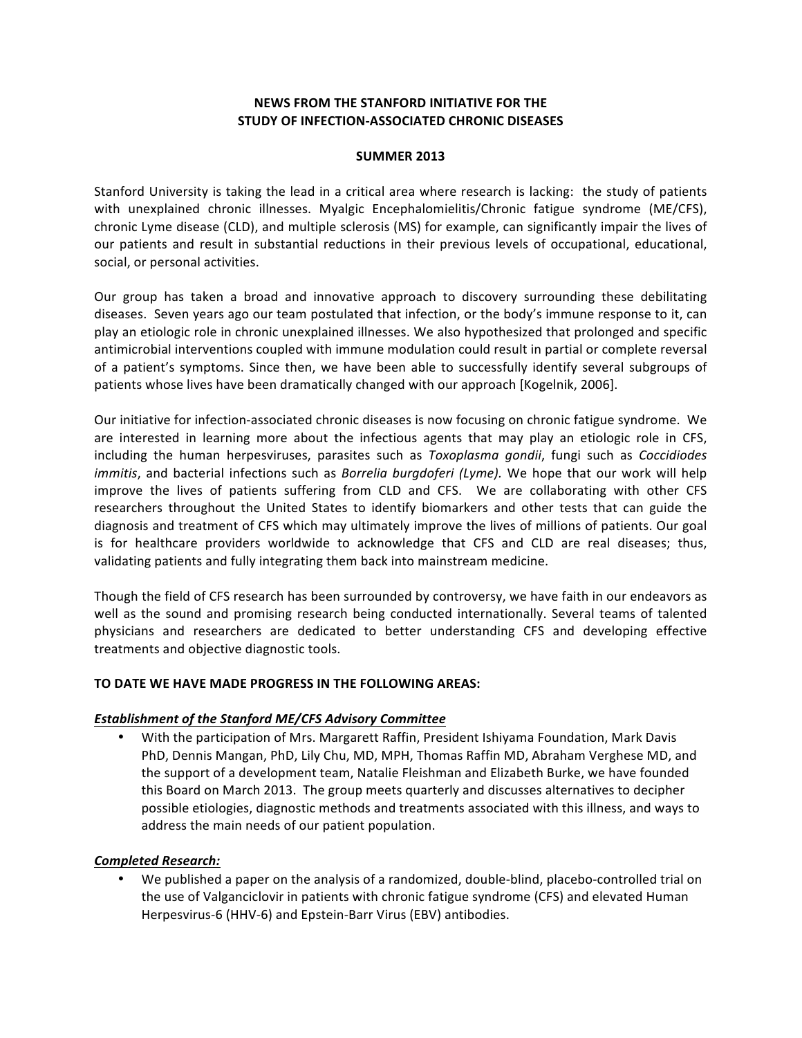**NEWS FROM THE STANFORD INITIATIVE FOR THE STUDY OF INFECTION-ASSOCIATED CHRONIC DISEASES**

**SUMMER 2013**

Stanford University is taking the lead in a critical area where research is lacking: the study of patients with unexplained chronic illnesses. Myalgic Encephalomielitis/Chronic fatigue syndrome (ME/CFS), chronic Lyme disease (CLD), and multiple sclerosis (MS) for example, can significantly impair the lives of our patients and result in substantial reductions in their previous levels of occupational, educational, social, or personal activities.

Our group has taken a broad and innovative approach to discovery surrounding these debilitating diseases. Seven years ago our team postulated that infection, or the body's immune response to it, can play an etiologic role in chronic unexplained illnesses. We also hypothesized that prolonged and specific antimicrobial interventions coupled with immune modulation could result in partial or complete reversal of a patient's symptoms. Since then, we have been able to successfully identify several subgroups of patients whose lives have been dramatically changed with our approach [Kogelnik, 2006].

Our initiative for infection-associated chronic diseases is now focusing on chronic fatigue syndrome. We are interested in learning more about the infectious agents that may play an etiologic role in CFS, including the human herpesviruses, parasites such as *Toxoplasma gondii*, fungi such as *Coccidiodes immitis*, and bacterial infections such as *Borrelia burgdoferi (Lyme).* We hope that our work will help improve the lives of patients suffering from CLD and CFS. We are collaborating with other CFS researchers throughout the United States to identify biomarkers and other tests that can guide the diagnosis and treatment of CFS which may ultimately improve the lives of millions of patients. Our goal is for healthcare providers worldwide to acknowledge that CFS and CLD are real diseases; thus, validating patients and fully integrating them back into mainstream medicine.

Though the field of CFS research has been surrounded by controversy, we have faith in our endeavors as well as the sound and promising research being conducted internationally. Several teams of talented physicians and researchers are dedicated to better understanding CFS and developing effective treatments and objective diagnostic tools.

**TO DATE WE HAVE MADE PROGRESS IN THE FOLLOWING AREAS:**

***Establishment of the Stanford ME/CFS Advisory Committee***

- With the participation of Mrs. Margarett Raffin, President Ishiyama Foundation, Mark Davis PhD, Dennis Mangan, PhD, Lily Chu, MD, MPH, Thomas Raffin MD, Abraham Verghese MD, and the support of a development team, Natalie Fleishman and Elizabeth Burke, we have founded this Board on March 2013. The group meets quarterly and discusses alternatives to decipher possible etiologies, diagnostic methods and treatments associated with this illness, and ways to address the main needs of our patient population.

***Completed Research:***

- We published a paper on the analysis of a randomized, double-blind, placebo-controlled trial on the use of Valganciclovir in patients with chronic fatigue syndrome (CFS) and elevated Human Herpesvirus-6 (HHV-6) and Epstein-Barr Virus (EBV) antibodies.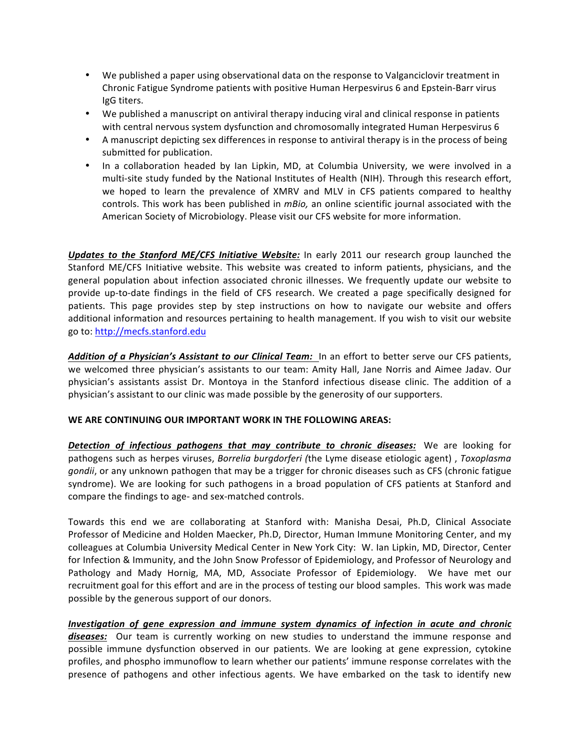- We published a paper using observational data on the response to Valganciclovir treatment in Chronic Fatigue Syndrome patients with positive Human Herpesvirus 6 and Epstein-Barr virus IgG titers.
- We published a manuscript on antiviral therapy inducing viral and clinical response in patients with central nervous system dysfunction and chromosomally integrated Human Herpesvirus 6
- A manuscript depicting sex differences in response to antiviral therapy is in the process of being submitted for publication.
- In a collaboration headed by Ian Lipkin, MD, at Columbia University, we were involved in a multi-site study funded by the National Institutes of Health (NIH). Through this research effort, we hoped to learn the prevalence of XMRV and MLV in CFS patients compared to healthy controls. This work has been published in *mBio,* an online scientific journal associated with the American Society of Microbiology. Please visit our CFS website for more information.

***Updates to the Stanford ME/CFS Initiative Website:*** In early 2011 our research group launched the Stanford ME/CFS Initiative website. This website was created to inform patients, physicians, and the general population about infection associated chronic illnesses. We frequently update our website to provide up-to-date findings in the field of CFS research. We created a page specifically designed for patients. This page provides step by step instructions on how to navigate our website and offers additional information and resources pertaining to health management. If you wish to visit our website go to: http://mecfs.stanford.edu

***Addition of a Physician's Assistant to our Clinical Team:*** In an effort to better serve our CFS patients, we welcomed three physician's assistants to our team: Amity Hall, Jane Norris and Aimee Jadav. Our physician's assistants assist Dr. Montoya in the Stanford infectious disease clinic. The addition of a physician's assistant to our clinic was made possible by the generosity of our supporters.

**WE ARE CONTINUING OUR IMPORTANT WORK IN THE FOLLOWING AREAS:**

***Detection of infectious pathogens that may contribute to chronic diseases:*** We are looking for pathogens such as herpes viruses, *Borrelia burgdorferi (*the Lyme disease etiologic agent) , *Toxoplasma gondii*, or any unknown pathogen that may be a trigger for chronic diseases such as CFS (chronic fatigue syndrome). We are looking for such pathogens in a broad population of CFS patients at Stanford and compare the findings to age- and sex-matched controls.

Towards this end we are collaborating at Stanford with: Manisha Desai, Ph.D, Clinical Associate Professor of Medicine and Holden Maecker, Ph.D, Director, Human Immune Monitoring Center, and my colleagues at Columbia University Medical Center in New York City: W. Ian Lipkin, MD, Director, Center for Infection & Immunity, and the John Snow Professor of Epidemiology, and Professor of Neurology and Pathology and Mady Hornig, MA, MD, Associate Professor of Epidemiology. We have met our recruitment goal for this effort and are in the process of testing our blood samples. This work was made possible by the generous support of our donors.

***Investigation of gene expression and immune system dynamics of infection in acute and chronic diseases:*** Our team is currently working on new studies to understand the immune response and possible immune dysfunction observed in our patients. We are looking at gene expression, cytokine profiles, and phospho immunoflow to learn whether our patients' immune response correlates with the presence of pathogens and other infectious agents. We have embarked on the task to identify new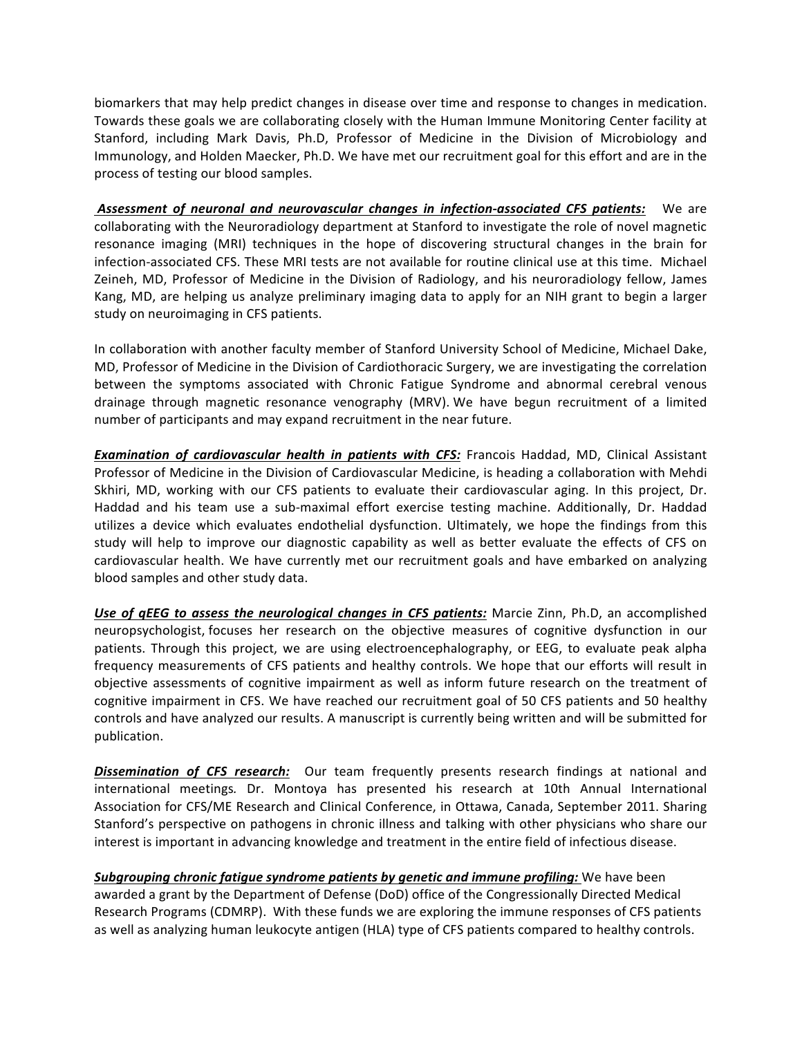biomarkers that may help predict changes in disease over time and response to changes in medication. Towards these goals we are collaborating closely with the Human Immune Monitoring Center facility at Stanford, including Mark Davis, Ph.D, Professor of Medicine in the Division of Microbiology and Immunology, and Holden Maecker, Ph.D. We have met our recruitment goal for this effort and are in the process of testing our blood samples.

***Assessment of neuronal and neurovascular changes in infection-associated CFS patients:*** We are collaborating with the Neuroradiology department at Stanford to investigate the role of novel magnetic resonance imaging (MRI) techniques in the hope of discovering structural changes in the brain for infection-associated CFS. These MRI tests are not available for routine clinical use at this time. Michael Zeineh, MD, Professor of Medicine in the Division of Radiology, and his neuroradiology fellow, James Kang, MD, are helping us analyze preliminary imaging data to apply for an NIH grant to begin a larger study on neuroimaging in CFS patients.

In collaboration with another faculty member of Stanford University School of Medicine, Michael Dake, MD, Professor of Medicine in the Division of Cardiothoracic Surgery, we are investigating the correlation between the symptoms associated with Chronic Fatigue Syndrome and abnormal cerebral venous drainage through magnetic resonance venography (MRV). We have begun recruitment of a limited number of participants and may expand recruitment in the near future.

***Examination of cardiovascular health in patients with CFS:*** Francois Haddad, MD, Clinical Assistant Professor of Medicine in the Division of Cardiovascular Medicine, is heading a collaboration with Mehdi Skhiri, MD, working with our CFS patients to evaluate their cardiovascular aging. In this project, Dr. Haddad and his team use a sub-maximal effort exercise testing machine. Additionally, Dr. Haddad utilizes a device which evaluates endothelial dysfunction. Ultimately, we hope the findings from this study will help to improve our diagnostic capability as well as better evaluate the effects of CFS on cardiovascular health. We have currently met our recruitment goals and have embarked on analyzing blood samples and other study data.

***Use of qEEG to assess the neurological changes in CFS patients:*** Marcie Zinn, Ph.D, an accomplished neuropsychologist, focuses her research on the objective measures of cognitive dysfunction in our patients. Through this project, we are using electroencephalography, or EEG, to evaluate peak alpha frequency measurements of CFS patients and healthy controls. We hope that our efforts will result in objective assessments of cognitive impairment as well as inform future research on the treatment of cognitive impairment in CFS. We have reached our recruitment goal of 50 CFS patients and 50 healthy controls and have analyzed our results. A manuscript is currently being written and will be submitted for publication.

***Dissemination of CFS research:*** Our team frequently presents research findings at national and international meetings*.* Dr. Montoya has presented his research at 10th Annual International Association for CFS/ME Research and Clinical Conference, in Ottawa, Canada, September 2011. Sharing Stanford's perspective on pathogens in chronic illness and talking with other physicians who share our interest is important in advancing knowledge and treatment in the entire field of infectious disease.

***Subgrouping chronic fatigue syndrome patients by genetic and immune profiling:*** We have been awarded a grant by the Department of Defense (DoD) office of the Congressionally Directed Medical Research Programs (CDMRP). With these funds we are exploring the immune responses of CFS patients as well as analyzing human leukocyte antigen (HLA) type of CFS patients compared to healthy controls.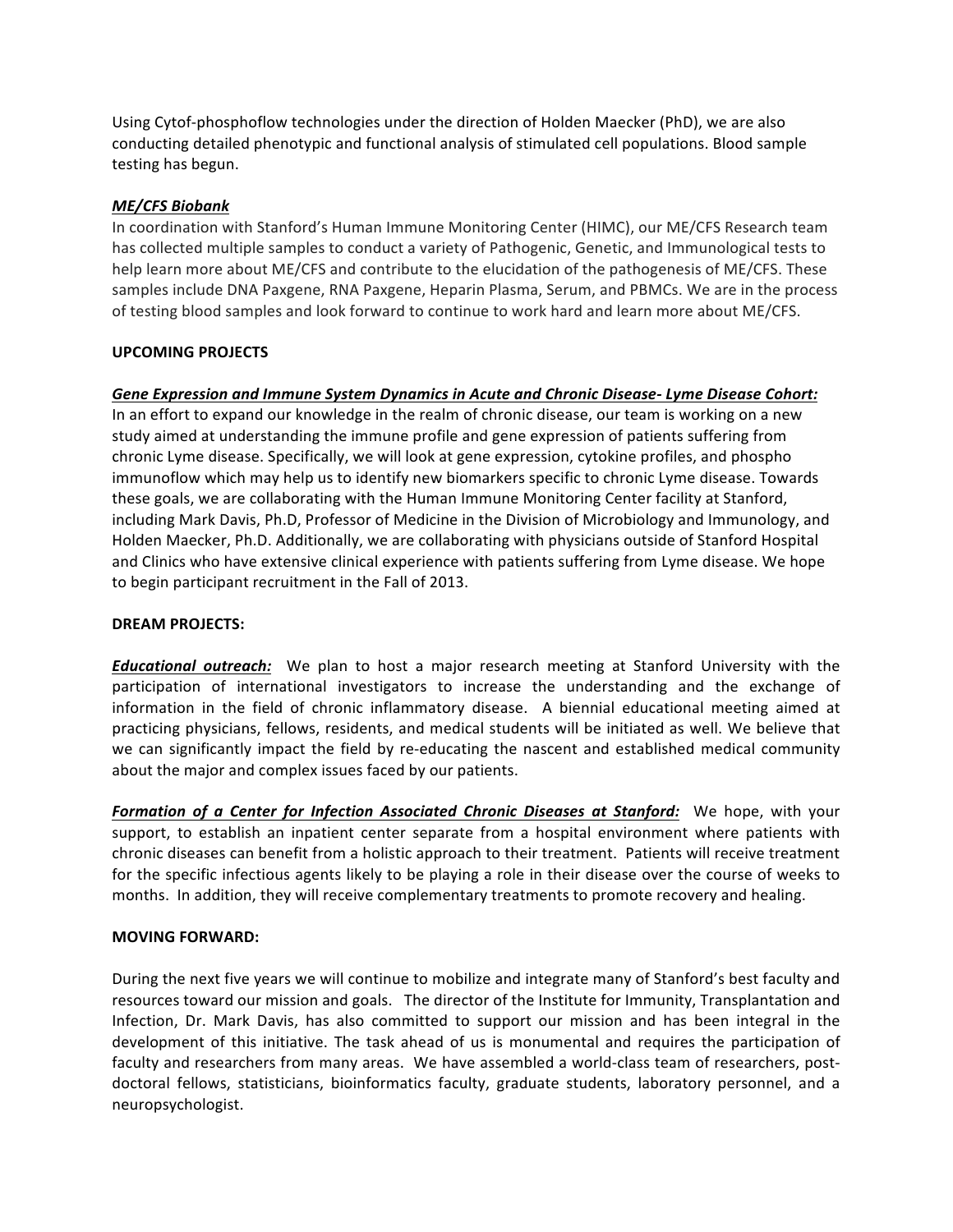Using Cytof-phosphoflow technologies under the direction of Holden Maecker (PhD), we are also conducting detailed phenotypic and functional analysis of stimulated cell populations. Blood sample testing has begun.

***ME/CFS Biobank***

In coordination with Stanford's Human Immune Monitoring Center (HIMC), our ME/CFS Research team has collected multiple samples to conduct a variety of Pathogenic, Genetic, and Immunological tests to help learn more about ME/CFS and contribute to the elucidation of the pathogenesis of ME/CFS. These samples include DNA Paxgene, RNA Paxgene, Heparin Plasma, Serum, and PBMCs. We are in the process of testing blood samples and look forward to continue to work hard and learn more about ME/CFS.

**UPCOMING PROJECTS**

***Gene Expression and Immune System Dynamics in Acute and Chronic Disease- Lyme Disease Cohort:***

In an effort to expand our knowledge in the realm of chronic disease, our team is working on a new study aimed at understanding the immune profile and gene expression of patients suffering from chronic Lyme disease. Specifically, we will look at gene expression, cytokine profiles, and phospho immunoflow which may help us to identify new biomarkers specific to chronic Lyme disease. Towards these goals, we are collaborating with the Human Immune Monitoring Center facility at Stanford, including Mark Davis, Ph.D, Professor of Medicine in the Division of Microbiology and Immunology, and Holden Maecker, Ph.D. Additionally, we are collaborating with physicians outside of Stanford Hospital and Clinics who have extensive clinical experience with patients suffering from Lyme disease. We hope to begin participant recruitment in the Fall of 2013.

**DREAM PROJECTS:**

***Educational outreach:*** We plan to host a major research meeting at Stanford University with the participation of international investigators to increase the understanding and the exchange of information in the field of chronic inflammatory disease. A biennial educational meeting aimed at practicing physicians, fellows, residents, and medical students will be initiated as well. We believe that we can significantly impact the field by re-educating the nascent and established medical community about the major and complex issues faced by our patients.

***Formation of a Center for Infection Associated Chronic Diseases at Stanford:*** We hope, with your support, to establish an inpatient center separate from a hospital environment where patients with chronic diseases can benefit from a holistic approach to their treatment. Patients will receive treatment for the specific infectious agents likely to be playing a role in their disease over the course of weeks to months. In addition, they will receive complementary treatments to promote recovery and healing.

**MOVING FORWARD:**

During the next five years we will continue to mobilize and integrate many of Stanford's best faculty and resources toward our mission and goals. The director of the Institute for Immunity, Transplantation and Infection, Dr. Mark Davis, has also committed to support our mission and has been integral in the development of this initiative. The task ahead of us is monumental and requires the participation of faculty and researchers from many areas. We have assembled a world-class team of researchers, post-doctoral fellows, statisticians, bioinformatics faculty, graduate students, laboratory personnel, and a neuropsychologist.